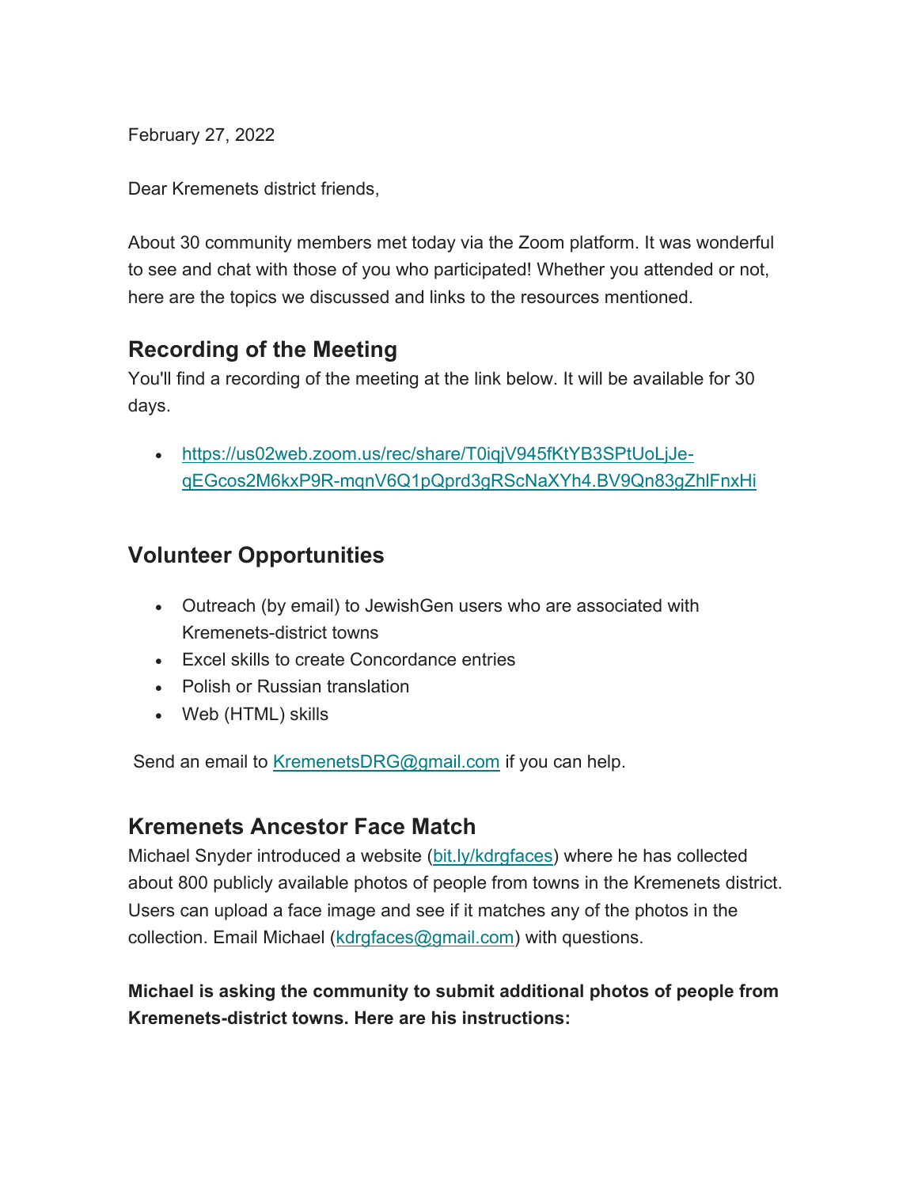February 27, 2022

Dear Kremenets district friends,

About 30 community members met today via the Zoom platform. It was wonderful to see and chat with those of you who participated! Whether you attended or not, here are the topics we discussed and links to the resources mentioned.

## Recording of the Meeting

You'll find a recording of the meeting at the link below. It will be available for 30 days.

- https://us02web.zoom.us/rec/share/T0iqjV945fKtYB3SPtUoLjJe-qEGcos2M6kxP9R-mqnV6Q1pQprd3gRScNaXYh4.BV9Qn83gZhlFnxHi

## Volunteer Opportunities

- Outreach (by email) to JewishGen users who are associated with Kremenets-district towns
- Excel skills to create Concordance entries
- Polish or Russian translation
- Web (HTML) skills

Send an email to KremenetsDRG@gmail.com if you can help.

## Kremenets Ancestor Face Match

Michael Snyder introduced a website (bit.ly/kdrgfaces) where he has collected about 800 publicly available photos of people from towns in the Kremenets district. Users can upload a face image and see if it matches any of the photos in the collection. Email Michael (kdrgfaces@gmail.com) with questions.

**Michael is asking the community to submit additional photos of people from Kremenets-district towns. Here are his instructions:**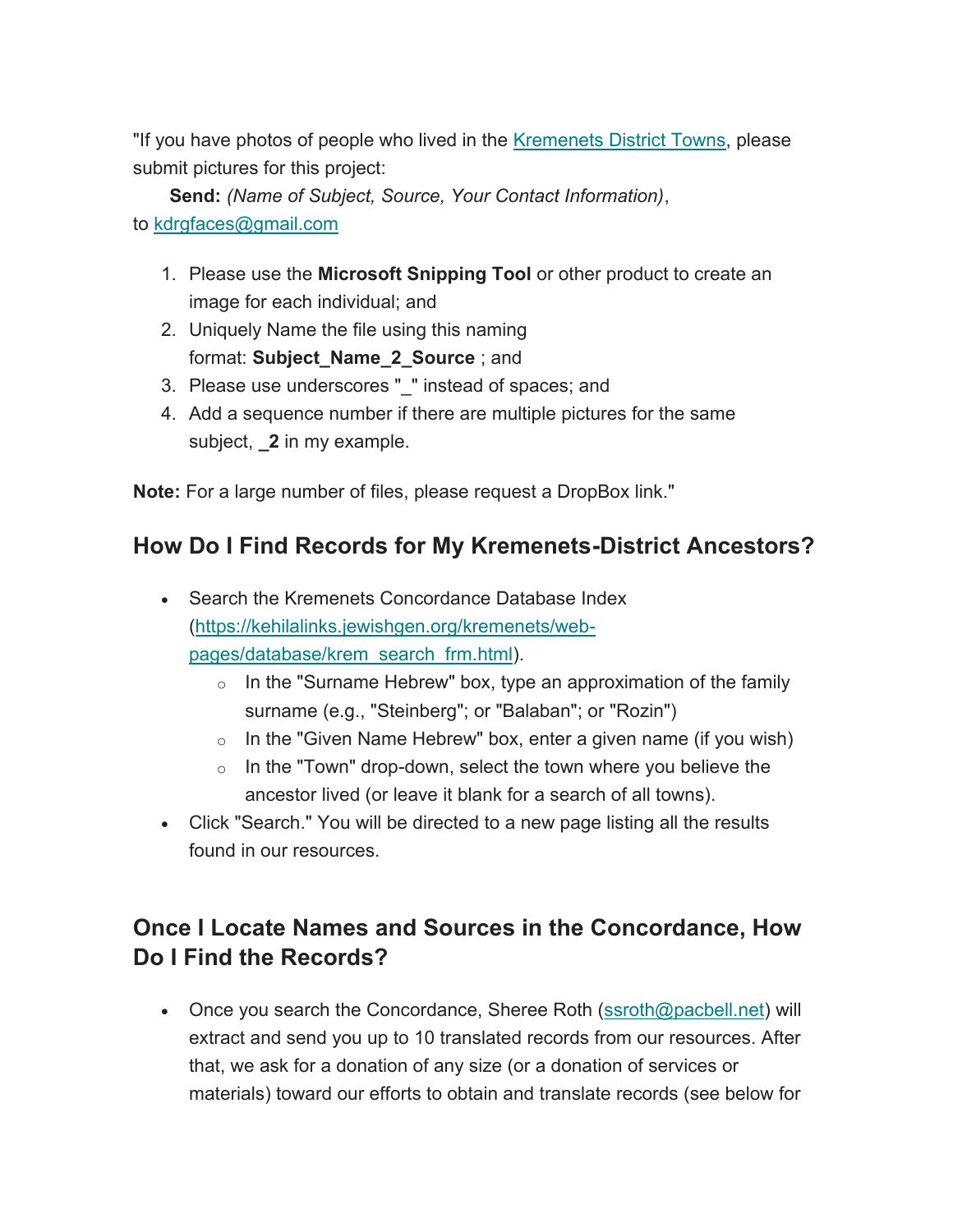"If you have photos of people who lived in the [Kremenets District Towns](), please submit pictures for this project:

**Send:** *(Name of Subject, Source, Your Contact Information)*, to [kdrgfaces@gmail.com](mailto:kdrgfaces@gmail.com)

1. Please use the **Microsoft Snipping Tool** or other product to create an image for each individual; and
2. Uniquely Name the file using this naming format: **Subject_Name_2_Source** ; and
3. Please use underscores "_" instead of spaces; and
4. Add a sequence number if there are multiple pictures for the same subject, **_2** in my example.

**Note:** For a large number of files, please request a DropBox link."

## How Do I Find Records for My Kremenets-District Ancestors?

- Search the Kremenets Concordance Database Index ([https://kehilalinks.jewishgen.org/kremenets/web-pages/database/krem_search_frm.html](https://kehilalinks.jewishgen.org/kremenets/web-pages/database/krem_search_frm.html)).
  - In the "Surname Hebrew" box, type an approximation of the family surname (e.g., "Steinberg"; or "Balaban"; or "Rozin")
  - In the "Given Name Hebrew" box, enter a given name (if you wish)
  - In the "Town" drop-down, select the town where you believe the ancestor lived (or leave it blank for a search of all towns).
- Click "Search." You will be directed to a new page listing all the results found in our resources.

## Once I Locate Names and Sources in the Concordance, How Do I Find the Records?

- Once you search the Concordance, Sheree Roth ([ssroth@pacbell.net](mailto:ssroth@pacbell.net)) will extract and send you up to 10 translated records from our resources. After that, we ask for a donation of any size (or a donation of services or materials) toward our efforts to obtain and translate records (see below for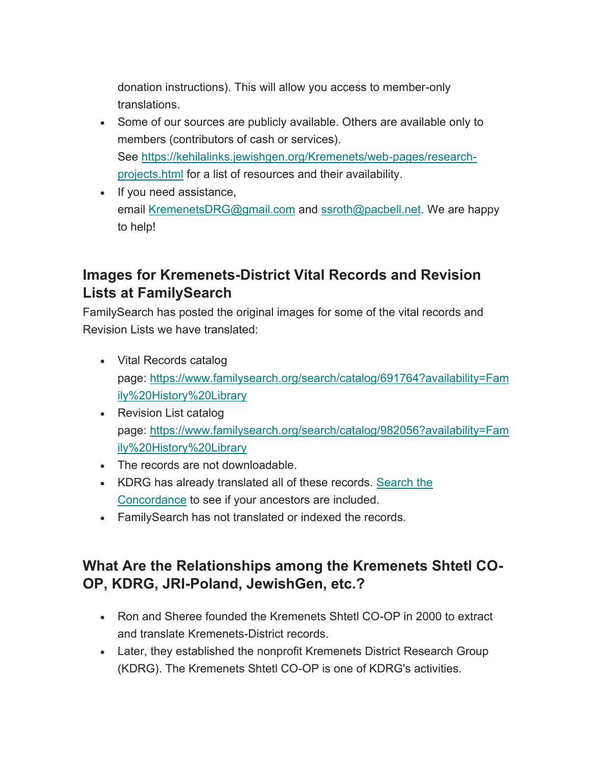donation instructions). This will allow you access to member-only translations.

- Some of our sources are publicly available. Others are available only to members (contributors of cash or services). See [https://kehilalinks.jewishgen.org/Kremenets/web-pages/research-projects.html](https://kehilalinks.jewishgen.org/Kremenets/web-pages/research-projects.html) for a list of resources and their availability.
- If you need assistance, email [KremenetsDRG@gmail.com](mailto:KremenetsDRG@gmail.com) and [ssroth@pacbell.net](mailto:ssroth@pacbell.net). We are happy to help!

## Images for Kremenets-District Vital Records and Revision Lists at FamilySearch

FamilySearch has posted the original images for some of the vital records and Revision Lists we have translated:

- Vital Records catalog page: [https://www.familysearch.org/search/catalog/691764?availability=Family%20History%20Library](https://www.familysearch.org/search/catalog/691764?availability=Family%20History%20Library)
- Revision List catalog page: [https://www.familysearch.org/search/catalog/982056?availability=Family%20History%20Library](https://www.familysearch.org/search/catalog/982056?availability=Family%20History%20Library)
- The records are not downloadable.
- KDRG has already translated all of these records. Search the Concordance to see if your ancestors are included.
- FamilySearch has not translated or indexed the records.

## What Are the Relationships among the Kremenets Shtetl CO-OP, KDRG, JRI-Poland, JewishGen, etc.?

- Ron and Sheree founded the Kremenets Shtetl CO-OP in 2000 to extract and translate Kremenets-District records.
- Later, they established the nonprofit Kremenets District Research Group (KDRG). The Kremenets Shtetl CO-OP is one of KDRG's activities.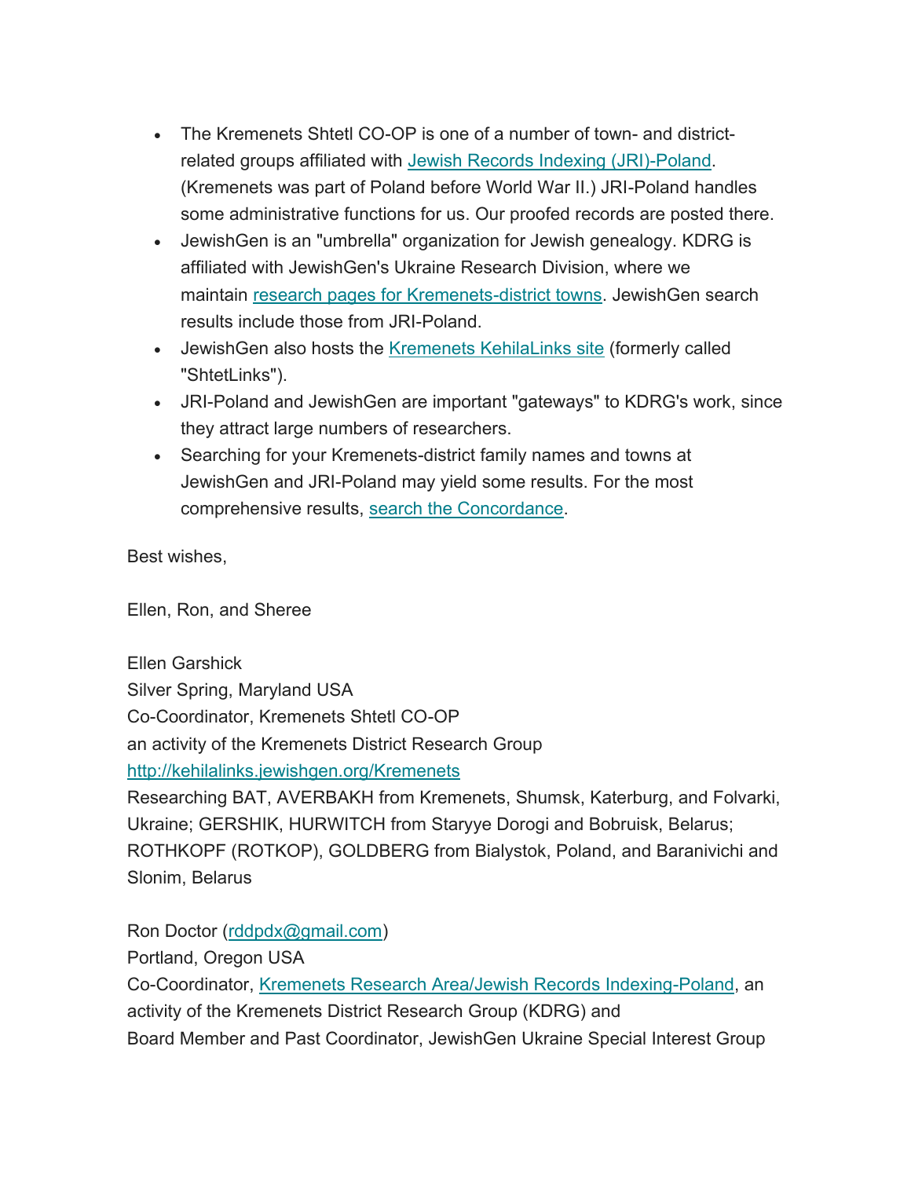- The Kremenets Shtetl CO-OP is one of a number of town- and district-related groups affiliated with [Jewish Records Indexing (JRI)-Poland](). (Kremenets was part of Poland before World War II.) JRI-Poland handles some administrative functions for us. Our proofed records are posted there.
- JewishGen is an "umbrella" organization for Jewish genealogy. KDRG is affiliated with JewishGen's Ukraine Research Division, where we maintain [research pages for Kremenets-district towns](). JewishGen search results include those from JRI-Poland.
- JewishGen also hosts the [Kremenets KehilaLinks site]() (formerly called "ShtetLinks").
- JRI-Poland and JewishGen are important "gateways" to KDRG's work, since they attract large numbers of researchers.
- Searching for your Kremenets-district family names and towns at JewishGen and JRI-Poland may yield some results. For the most comprehensive results, [search the Concordance]().

Best wishes,

Ellen, Ron, and Sheree

Ellen Garshick
Silver Spring, Maryland USA
Co-Coordinator, Kremenets Shtetl CO-OP
an activity of the Kremenets District Research Group
http://kehilalinks.jewishgen.org/Kremenets
Researching BAT, AVERBAKH from Kremenets, Shumsk, Katerburg, and Folvarki, Ukraine; GERSHIK, HURWITCH from Staryye Dorogi and Bobruisk, Belarus; ROTHKOPF (ROTKOP), GOLDBERG from Bialystok, Poland, and Baranivichi and Slonim, Belarus

Ron Doctor (rddpdx@gmail.com)
Portland, Oregon USA
Co-Coordinator, [Kremenets Research Area/Jewish Records Indexing-Poland](), an activity of the Kremenets District Research Group (KDRG) and
Board Member and Past Coordinator, JewishGen Ukraine Special Interest Group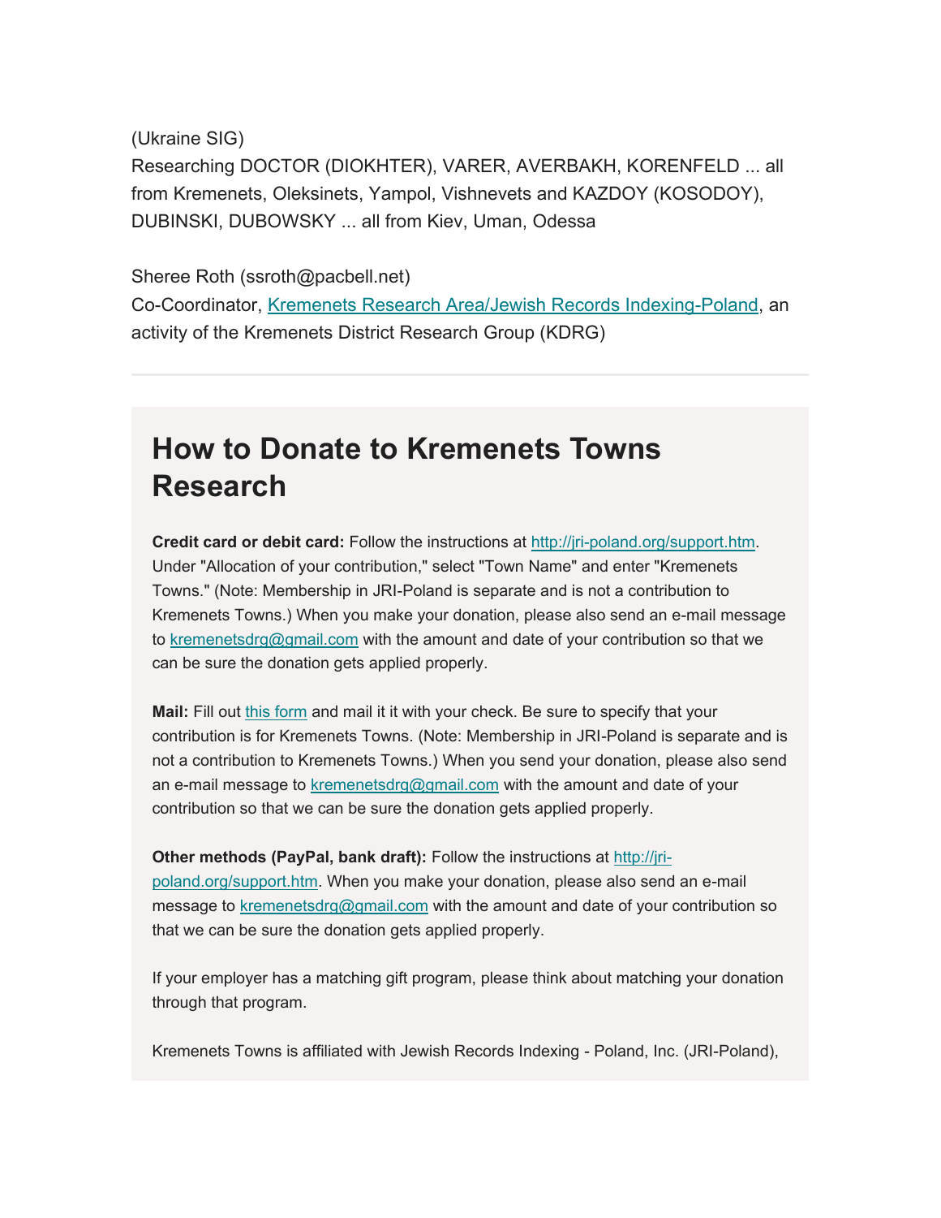(Ukraine SIG)
Researching DOCTOR (DIOKHTER), VARER, AVERBAKH, KORENFELD ... all from Kremenets, Oleksinets, Yampol, Vishnevets and KAZDOY (KOSODOY), DUBINSKI, DUBOWSKY ... all from Kiev, Uman, Odessa

Sheree Roth (ssroth@pacbell.net)
Co-Coordinator, Kremenets Research Area/Jewish Records Indexing-Poland, an activity of the Kremenets District Research Group (KDRG)

---

## How to Donate to Kremenets Towns Research

**Credit card or debit card:** Follow the instructions at http://jri-poland.org/support.htm. Under "Allocation of your contribution," select "Town Name" and enter "Kremenets Towns." (Note: Membership in JRI-Poland is separate and is not a contribution to Kremenets Towns.) When you make your donation, please also send an e-mail message to kremenetsdrg@gmail.com with the amount and date of your contribution so that we can be sure the donation gets applied properly.

**Mail:** Fill out this form and mail it it with your check. Be sure to specify that your contribution is for Kremenets Towns. (Note: Membership in JRI-Poland is separate and is not a contribution to Kremenets Towns.) When you send your donation, please also send an e-mail message to kremenetsdrg@gmail.com with the amount and date of your contribution so that we can be sure the donation gets applied properly.

**Other methods (PayPal, bank draft):** Follow the instructions at http://jri-poland.org/support.htm. When you make your donation, please also send an e-mail message to kremenetsdrg@gmail.com with the amount and date of your contribution so that we can be sure the donation gets applied properly.

If your employer has a matching gift program, please think about matching your donation through that program.

Kremenets Towns is affiliated with Jewish Records Indexing - Poland, Inc. (JRI-Poland),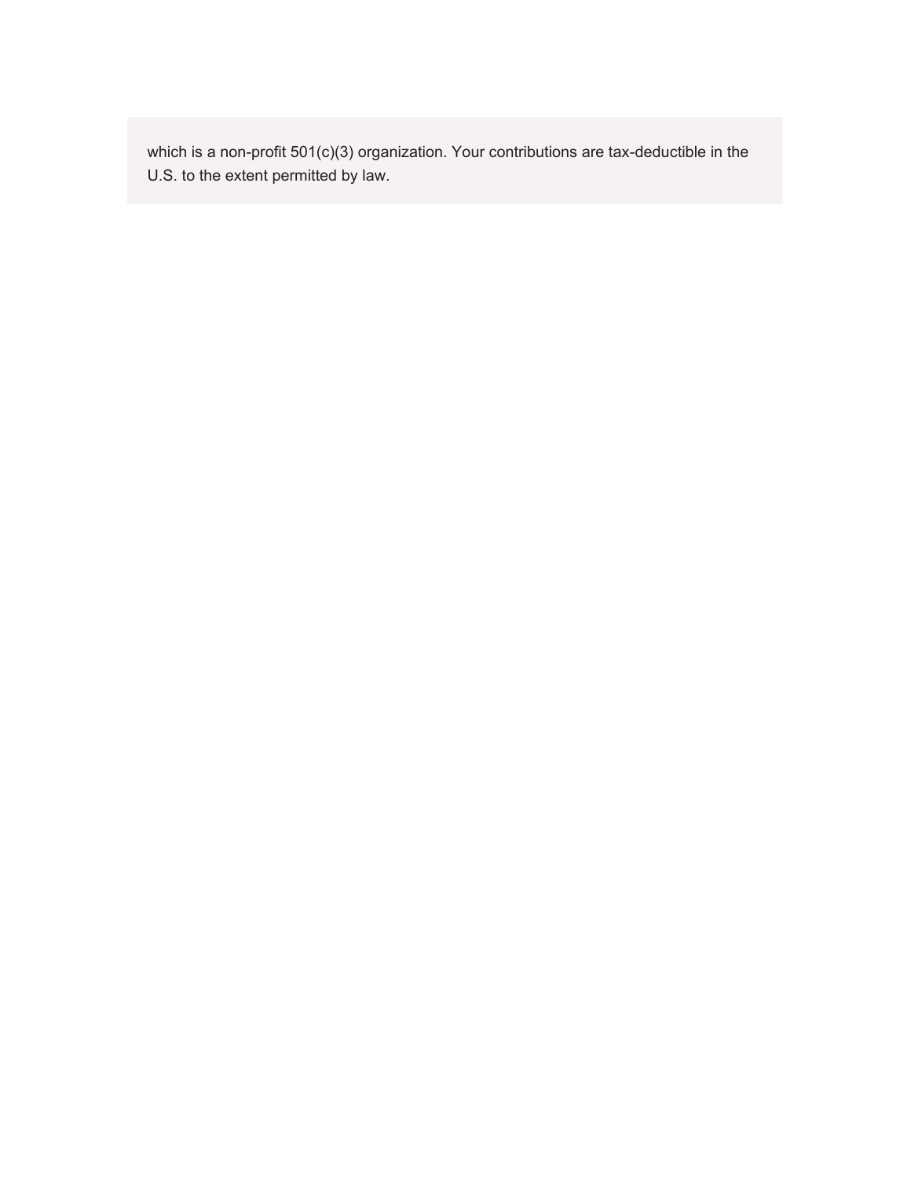which is a non-profit 501(c)(3) organization. Your contributions are tax-deductible in the U.S. to the extent permitted by law.